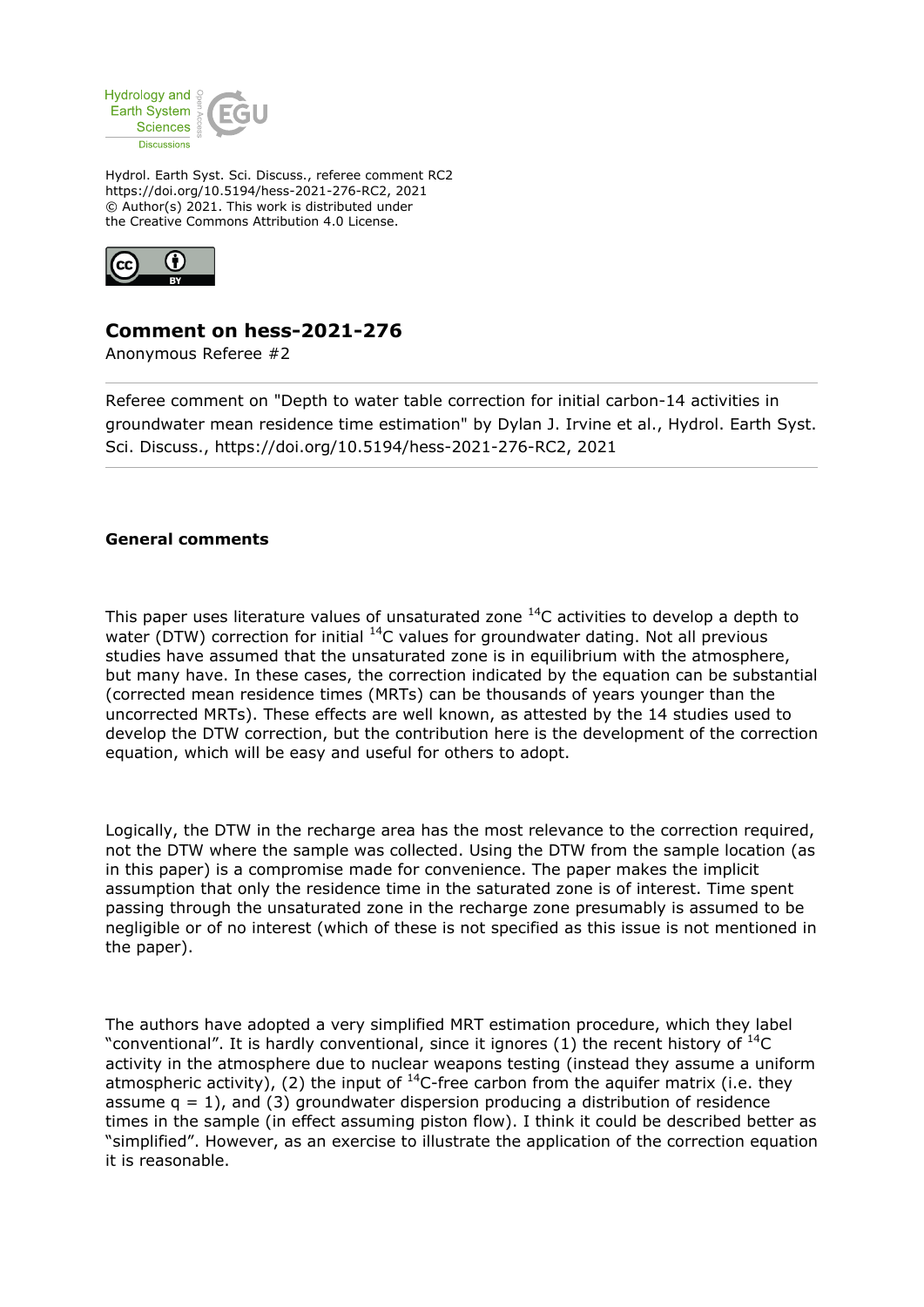Hydrol. Earth Syst. Sci. Discuss., referee comment RC2
https://doi.org/10.5194/hess-2021-276-RC2, 2021
© Author(s) 2021. This work is distributed under
the Creative Commons Attribution 4.0 License.

# Comment on hess-2021-276

Anonymous Referee #2

Referee comment on "Depth to water table correction for initial carbon-14 activities in groundwater mean residence time estimation" by Dylan J. Irvine et al., Hydrol. Earth Syst. Sci. Discuss., https://doi.org/10.5194/hess-2021-276-RC2, 2021

## General comments

This paper uses literature values of unsaturated zone $^{14}C$ activities to develop a depth to water (DTW) correction for initial $^{14}C$ values for groundwater dating. Not all previous studies have assumed that the unsaturated zone is in equilibrium with the atmosphere, but many have. In these cases, the correction indicated by the equation can be substantial (corrected mean residence times (MRTs) can be thousands of years younger than the uncorrected MRTs). These effects are well known, as attested by the 14 studies used to develop the DTW correction, but the contribution here is the development of the correction equation, which will be easy and useful for others to adopt.

Logically, the DTW in the recharge area has the most relevance to the correction required, not the DTW where the sample was collected. Using the DTW from the sample location (as in this paper) is a compromise made for convenience. The paper makes the implicit assumption that only the residence time in the saturated zone is of interest. Time spent passing through the unsaturated zone in the recharge zone presumably is assumed to be negligible or of no interest (which of these is not specified as this issue is not mentioned in the paper).

The authors have adopted a very simplified MRT estimation procedure, which they label "conventional". It is hardly conventional, since it ignores (1) the recent history of $^{14}C$ activity in the atmosphere due to nuclear weapons testing (instead they assume a uniform atmospheric activity), (2) the input of $^{14}C$-free carbon from the aquifer matrix (i.e. they assume $q = 1$), and (3) groundwater dispersion producing a distribution of residence times in the sample (in effect assuming piston flow). I think it could be described better as "simplified". However, as an exercise to illustrate the application of the correction equation it is reasonable.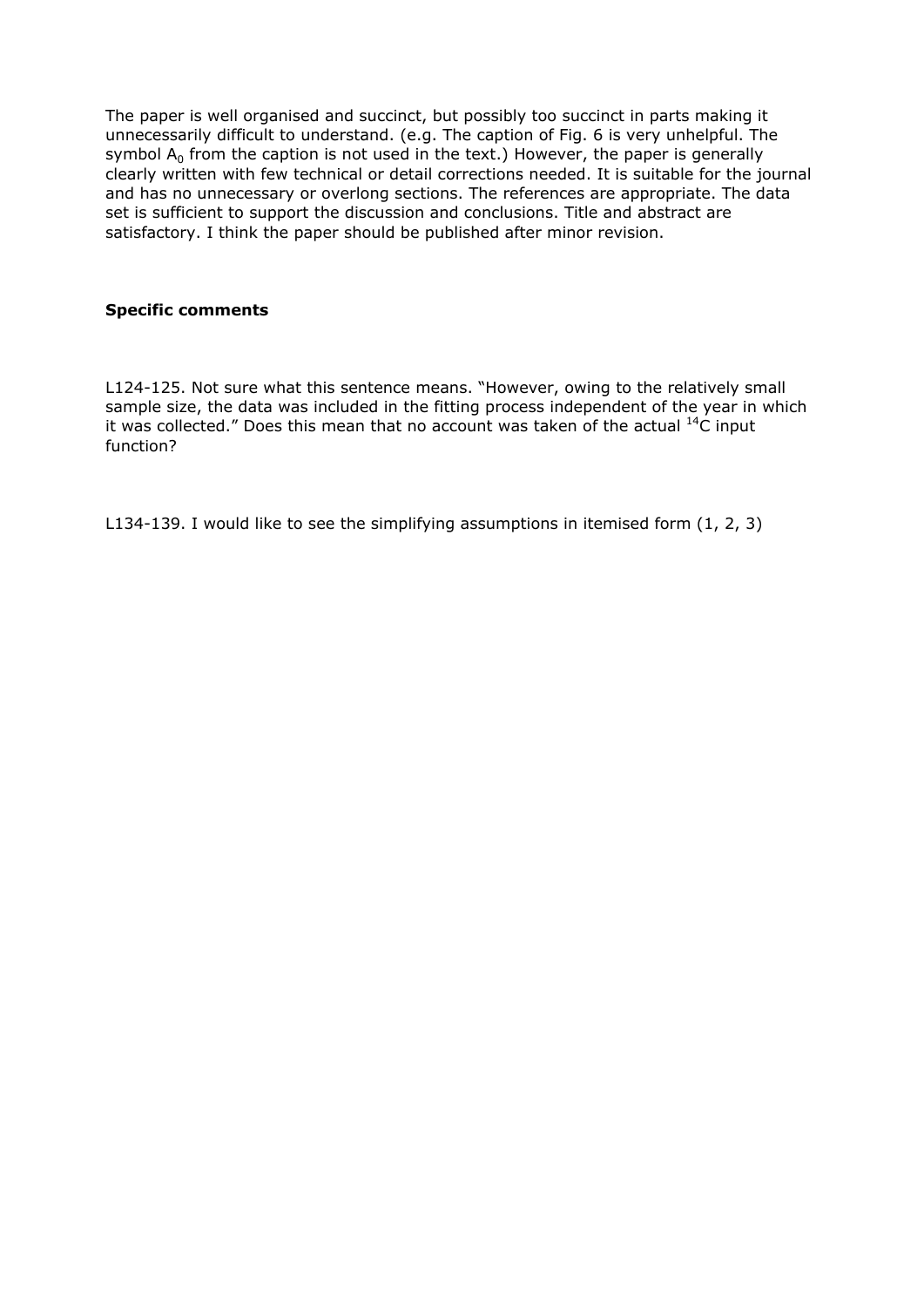The paper is well organised and succinct, but possibly too succinct in parts making it unnecessarily difficult to understand. (e.g. The caption of Fig. 6 is very unhelpful. The symbol $A_0$ from the caption is not used in the text.) However, the paper is generally clearly written with few technical or detail corrections needed. It is suitable for the journal and has no unnecessary or overlong sections. The references are appropriate. The data set is sufficient to support the discussion and conclusions. Title and abstract are satisfactory. I think the paper should be published after minor revision.

**Specific comments**

L124-125. Not sure what this sentence means. "However, owing to the relatively small sample size, the data was included in the fitting process independent of the year in which it was collected." Does this mean that no account was taken of the actual $^{14}C$ input function?

L134-139. I would like to see the simplifying assumptions in itemised form (1, 2, 3)